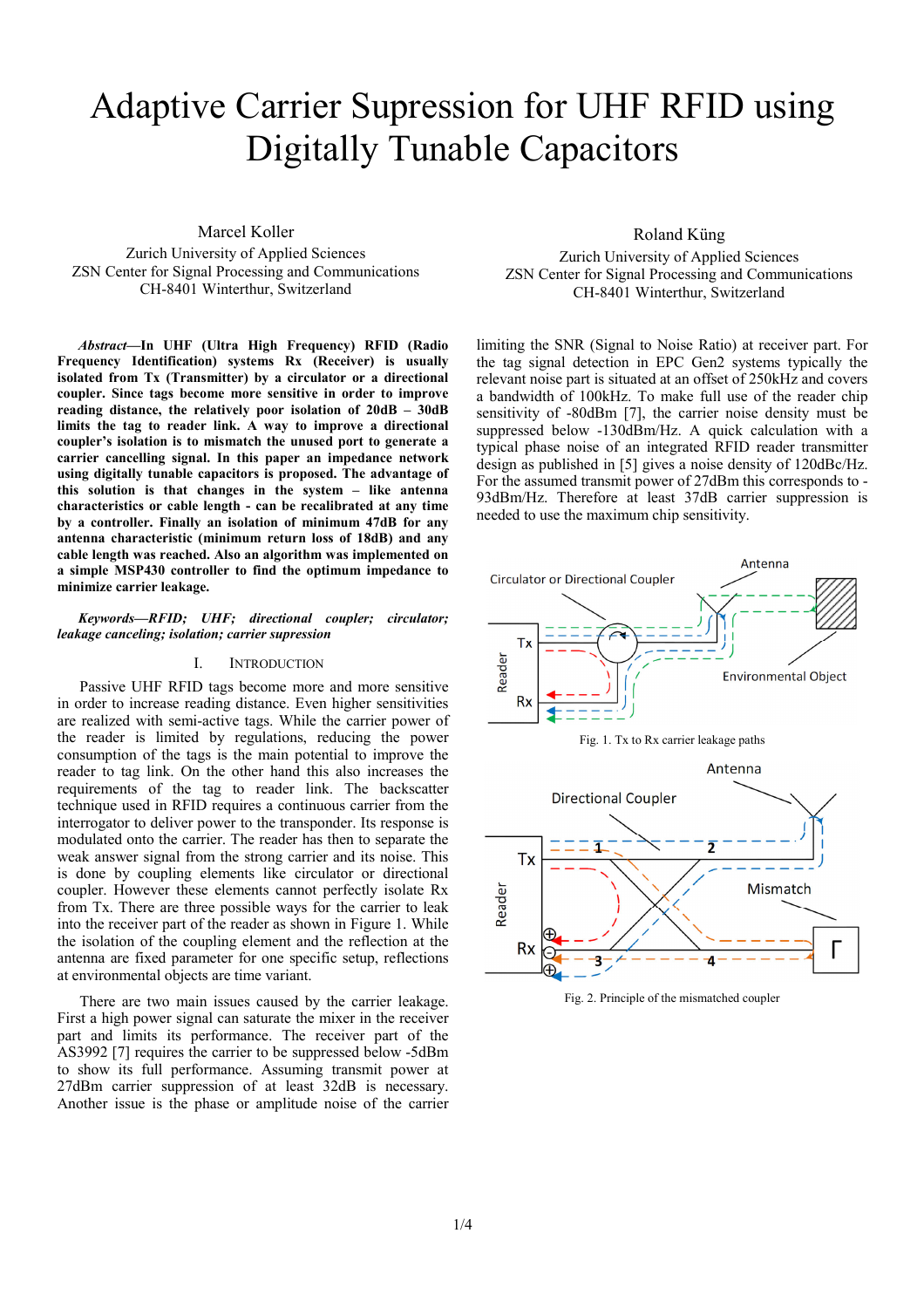# Adaptive Carrier Supression for UHF RFID using Digitally Tunable Capacitors

Marcel Koller
Zurich University of Applied Sciences
ZSN Center for Signal Processing and Communications
CH-8401 Winterthur, Switzerland

Roland Küng
Zurich University of Applied Sciences
ZSN Center for Signal Processing and Communications
CH-8401 Winterthur, Switzerland

***Abstract*—In UHF (Ultra High Frequency) RFID (Radio Frequency Identification) systems Rx (Receiver) is usually isolated from Tx (Transmitter) by a circulator or a directional coupler. Since tags become more sensitive in order to improve reading distance, the relatively poor isolation of 20dB – 30dB limits the tag to reader link. A way to improve a directional coupler's isolation is to mismatch the unused port to generate a carrier cancelling signal. In this paper an impedance network using digitally tunable capacitors is proposed. The advantage of this solution is that changes in the system – like antenna characteristics or cable length - can be recalibrated at any time by a controller. Finally an isolation of minimum 47dB for any antenna characteristic (minimum return loss of 18dB) and any cable length was reached. Also an algorithm was implemented on a simple MSP430 controller to find the optimum impedance to minimize carrier leakage.**

***Keywords—RFID; UHF; directional coupler; circulator; leakage canceling; isolation; carrier supression***

## I. Introduction

Passive UHF RFID tags become more and more sensitive in order to increase reading distance. Even higher sensitivities are realized with semi-active tags. While the carrier power of the reader is limited by regulations, reducing the power consumption of the tags is the main potential to improve the reader to tag link. On the other hand this also increases the requirements of the tag to reader link. The backscatter technique used in RFID requires a continuous carrier from the interrogator to deliver power to the transponder. Its response is modulated onto the carrier. The reader has then to separate the weak answer signal from the strong carrier and its noise. This is done by coupling elements like circulator or directional coupler. However these elements cannot perfectly isolate Rx from Tx. There are three possible ways for the carrier to leak into the receiver part of the reader as shown in Figure 1. While the isolation of the coupling element and the reflection at the antenna are fixed parameter for one specific setup, reflections at environmental objects are time variant.

There are two main issues caused by the carrier leakage. First a high power signal can saturate the mixer in the receiver part and limits its performance. The receiver part of the AS3992 [7] requires the carrier to be suppressed below -5dBm to show its full performance. Assuming transmit power at 27dBm carrier suppression of at least 32dB is necessary. Another issue is the phase or amplitude noise of the carrier limiting the SNR (Signal to Noise Ratio) at receiver part. For the tag signal detection in EPC Gen2 systems typically the relevant noise part is situated at an offset of 250kHz and covers a bandwidth of 100kHz. To make full use of the reader chip sensitivity of -80dBm [7], the carrier noise density must be suppressed below -130dBm/Hz. A quick calculation with a typical phase noise of an integrated RFID reader transmitter design as published in [5] gives a noise density of 120dBc/Hz. For the assumed transmit power of 27dBm this corresponds to -93dBm/Hz. Therefore at least 37dB carrier suppression is needed to use the maximum chip sensitivity.

Fig. 1. Tx to Rx carrier leakage paths

Fig. 2. Principle of the mismatched coupler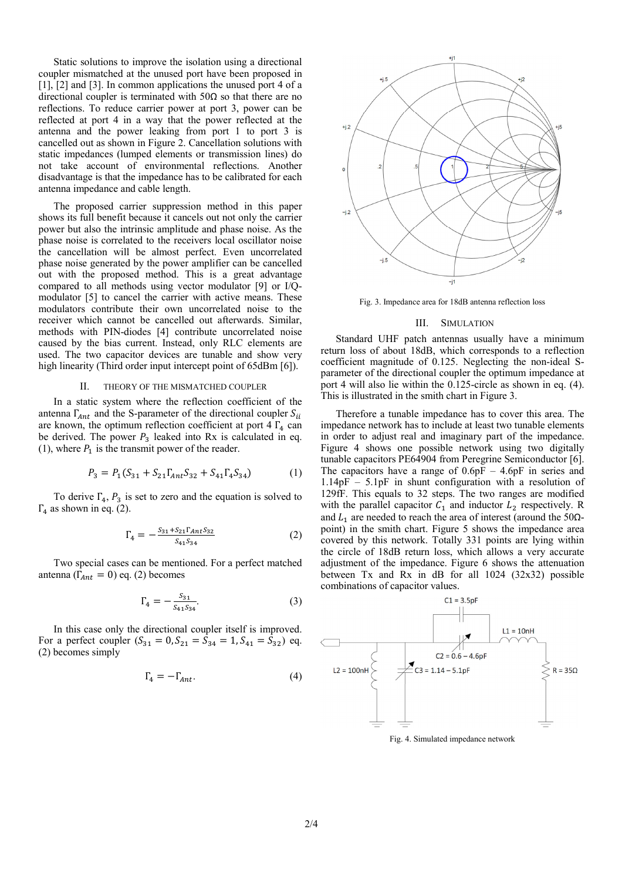Static solutions to improve the isolation using a directional coupler mismatched at the unused port have been proposed in [1], [2] and [3]. In common applications the unused port 4 of a directional coupler is terminated with 50Ω so that there are no reflections. To reduce carrier power at port 3, power can be reflected at port 4 in a way that the power reflected at the antenna and the power leaking from port 1 to port 3 is cancelled out as shown in Figure 2. Cancellation solutions with static impedances (lumped elements or transmission lines) do not take account of environmental reflections. Another disadvantage is that the impedance has to be calibrated for each antenna impedance and cable length.

The proposed carrier suppression method in this paper shows its full benefit because it cancels out not only the carrier power but also the intrinsic amplitude and phase noise. As the phase noise is correlated to the receivers local oscillator noise the cancellation will be almost perfect. Even uncorrelated phase noise generated by the power amplifier can be cancelled out with the proposed method. This is a great advantage compared to all methods using vector modulator [9] or I/Q-modulator [5] to cancel the carrier with active means. These modulators contribute their own uncorrelated noise to the receiver which cannot be cancelled out afterwards. Similar, methods with PIN-diodes [4] contribute uncorrelated noise caused by the bias current. Instead, only RLC elements are used. The two capacitor devices are tunable and show very high linearity (Third order input intercept point of 65dBm [6]).

## II. Theory of the Mismatched Coupler

In a static system where the reflection coefficient of the antenna $\Gamma_{Ant}$ and the S-parameter of the directional coupler $S_{ii}$ are known, the optimum reflection coefficient at port 4 $\Gamma_4$ can be derived. The power $P_3$ leaked into Rx is calculated in eq. (1), where $P_1$ is the transmit power of the reader.

$$P_3 = P_1(S_{31} + S_{21}\Gamma_{Ant}S_{32} + S_{41}\Gamma_4 S_{34}) \tag{1}$$

To derive $\Gamma_4$, $P_3$ is set to zero and the equation is solved to $\Gamma_4$ as shown in eq. (2).

$$\Gamma_4 = -\frac{S_{31} + S_{21}\Gamma_{Ant}S_{32}}{S_{41}S_{34}} \tag{2}$$

Two special cases can be mentioned. For a perfect matched antenna ($\Gamma_{Ant} = 0$) eq. (2) becomes

$$\Gamma_4 = -\frac{S_{31}}{S_{41}S_{34}}. \tag{3}$$

In this case only the directional coupler itself is improved. For a perfect coupler ($S_{31} = 0, S_{21} = S_{34} = 1, S_{41} = S_{32}$) eq. (2) becomes simply

$$\Gamma_4 = -\Gamma_{Ant}. \tag{4}$$

Fig. 3. Impedance area for 18dB antenna reflection loss

## III. Simulation

Standard UHF patch antennas usually have a minimum return loss of about 18dB, which corresponds to a reflection coefficient magnitude of 0.125. Neglecting the non-ideal S-parameter of the directional coupler the optimum impedance at port 4 will also lie within the 0.125-circle as shown in eq. (4). This is illustrated in the smith chart in Figure 3.

Therefore a tunable impedance has to cover this area. The impedance network has to include at least two tunable elements in order to adjust real and imaginary part of the impedance. Figure 4 shows one possible network using two digitally tunable capacitors PE64904 from Peregrine Semiconductor [6]. The capacitors have a range of 0.6pF – 4.6pF in series and 1.14pF – 5.1pF in shunt configuration with a resolution of 129fF. This equals to 32 steps. The two ranges are modified with the parallel capacitor $C_1$ and inductor $L_2$ respectively. R and $L_1$ are needed to reach the area of interest (around the 50Ω-point) in the smith chart. Figure 5 shows the impedance area covered by this network. Totally 331 points are lying within the circle of 18dB return loss, which allows a very accurate adjustment of the impedance. Figure 6 shows the attenuation between Tx and Rx in dB for all 1024 (32x32) possible combinations of capacitor values.

Fig. 4. Simulated impedance network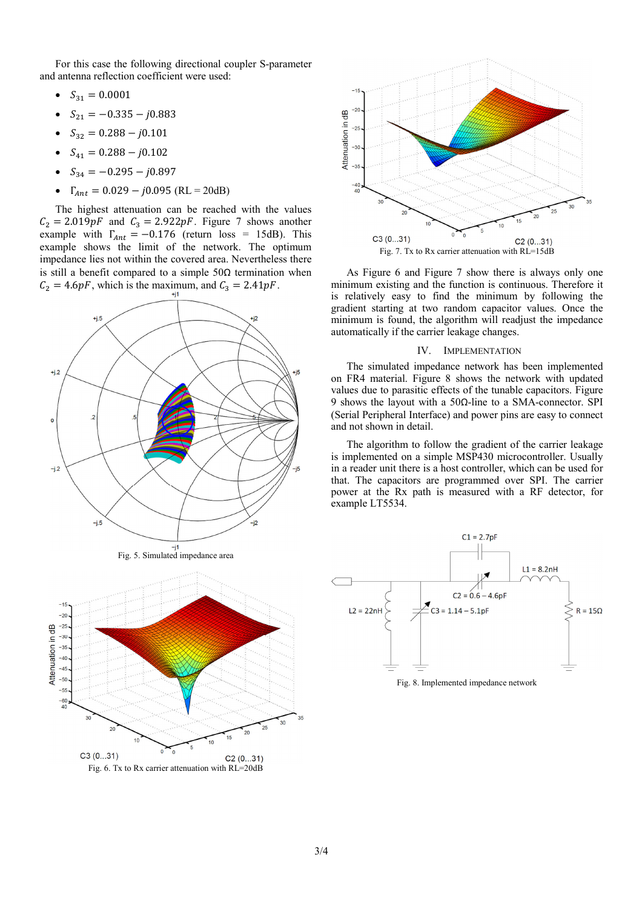For this case the following directional coupler S-parameter and antenna reflection coefficient were used:

- $S_{31} = 0.0001$
- $S_{21} = -0.335 - j0.883$
- $S_{32} = 0.288 - j0.101$
- $S_{41} = 0.288 - j0.102$
- $S_{34} = -0.295 - j0.897$
- $\Gamma_{Ant} = 0.029 - j0.095$ (RL = 20dB)

The highest attenuation can be reached with the values $C_2 = 2.019pF$ and $C_3 = 2.922pF$. Figure 7 shows another example with $\Gamma_{Ant} = -0.176$ (return loss = 15dB). This example shows the limit of the network. The optimum impedance lies not within the covered area. Nevertheless there is still a benefit compared to a simple 50Ω termination when $C_2 = 4.6pF$, which is the maximum, and $C_3 = 2.41pF$.

Fig. 5. Simulated impedance area

Fig. 6. Tx to Rx carrier attenuation with RL=20dB

Fig. 7. Tx to Rx carrier attenuation with RL=15dB

As Figure 6 and Figure 7 show there is always only one minimum existing and the function is continuous. Therefore it is relatively easy to find the minimum by following the gradient starting at two random capacitor values. Once the minimum is found, the algorithm will readjust the impedance automatically if the carrier leakage changes.

## IV. Implementation

The simulated impedance network has been implemented on FR4 material. Figure 8 shows the network with updated values due to parasitic effects of the tunable capacitors. Figure 9 shows the layout with a 50Ω-line to a SMA-connector. SPI (Serial Peripheral Interface) and power pins are easy to connect and not shown in detail.

The algorithm to follow the gradient of the carrier leakage is implemented on a simple MSP430 microcontroller. Usually in a reader unit there is a host controller, which can be used for that. The capacitors are programmed over SPI. The carrier power at the Rx path is measured with a RF detector, for example LT5534.

Fig. 8. Implemented impedance network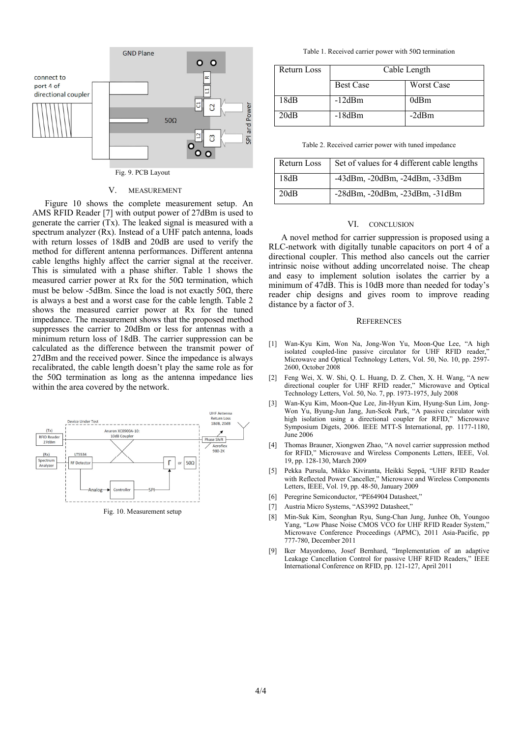GND Plane

connect to port 4 of directional coupler

50Ω

R

L1

C1

C2

L2

C3

SPI and Power

Fig. 9. PCB Layout

## V. MEASUREMENT

Figure 10 shows the complete measurement setup. An AMS RFID Reader [7] with output power of 27dBm is used to generate the carrier (Tx). The leaked signal is measured with a spectrum analyzer (Rx). Instead of a UHF patch antenna, loads with return losses of 18dB and 20dB are used to verify the method for different antenna performances. Different antenna cable lengths highly affect the carrier signal at the receiver. This is simulated with a phase shifter. Table 1 shows the measured carrier power at Rx for the 50Ω termination, which must be below -5dBm. Since the load is not exactly 50Ω, there is always a best and a worst case for the cable length. Table 2 shows the measured carrier power at Rx for the tuned impedance. The measurement shows that the proposed method suppresses the carrier to 20dBm or less for antennas with a minimum return loss of 18dB. The carrier suppression can be calculated as the difference between the transmit power of 27dBm and the received power. Since the impedance is always recalibrated, the cable length doesn't play the same role as for the 50Ω termination as long as the antenna impedance lies within the area covered by the network.

Device Under Test

UHF Antenna
Return Loss
18dB, 20dB

(Tx)
RFID Reader
27dBm

Anaren XC0900A-10:
10dB Coupler

Phase Shift

Aeroflex
980-2K

(Rx)
Spectrum Analyzer

LT5534
RF Detector

Γ or 50Ω

Analog

Controller

SPI

Fig. 10. Measurement setup

Table 1. Received carrier power with 50Ω termination

| Return Loss | Cable Length | |
|---|---|---|
| | Best Case | Worst Case |
| 18dB | -12dBm | 0dBm |
| 20dB | -18dBm | -2dBm |

Table 2. Received carrier power with tuned impedance

| Return Loss | Set of values for 4 different cable lengths |
|---|---|
| 18dB | -43dBm, -20dBm, -24dBm, -33dBm |
| 20dB | -28dBm, -20dBm, -23dBm, -31dBm |

## VI. CONCLUSION

A novel method for carrier suppression is proposed using a RLC-network with digitally tunable capacitors on port 4 of a directional coupler. This method also cancels out the carrier intrinsic noise without adding uncorrelated noise. The cheap and easy to implement solution isolates the carrier by a minimum of 47dB. This is 10dB more than needed for today's reader chip designs and gives room to improve reading distance by a factor of 3.

## REFERENCES

[1] Wan-Kyu Kim, Won Na, Jong-Won Yu, Moon-Que Lee, "A high isolated coupled-line passive circulator for UHF RFID reader," Microwave and Optical Technology Letters, Vol. 50, No. 10, pp. 2597-2600, October 2008

[2] Feng Wei, X. W. Shi, Q. L. Huang, D. Z. Chen, X. H. Wang, "A new directional coupler for UHF RFID reader," Microwave and Optical Technology Letters, Vol. 50, No. 7, pp. 1973-1975, July 2008

[3] Wan-Kyu Kim, Moon-Que Lee, Jin-Hyun Kim, Hyung-Sun Lim, Jong-Won Yu, Byung-Jun Jang, Jun-Seok Park, "A passive circulator with high isolation using a directional coupler for RFID," Microwave Symposium Digets, 2006. IEEE MTT-S International, pp. 1177-1180, June 2006

[4] Thomas Brauner, Xiongwen Zhao, "A novel carrier suppression method for RFID," Microwave and Wireless Components Letters, IEEE, Vol. 19, pp. 128-130, March 2009

[5] Pekka Pursula, Mikko Kiviranta, Heikki Seppä, "UHF RFID Reader with Reflected Power Canceller," Microwave and Wireless Components Letters, IEEE, Vol. 19, pp. 48-50, January 2009

[6] Peregrine Semiconductor, "PE64904 Datasheet,"

[7] Austria Micro Systems, "AS3992 Datasheet,"

[8] Min-Suk Kim, Seonghan Ryu, Sung-Chan Jung, Junhee Oh, Youngoo Yang, "Low Phase Noise CMOS VCO for UHF RFID Reader System," Microwave Conference Proceedings (APMC), 2011 Asia-Pacific, pp 777-780, December 2011

[9] Iker Mayordomo, Josef Bernhard, "Implementation of an adaptive Leakage Cancellation Control for passive UHF RFID Readers," IEEE International Conference on RFID, pp. 121-127, April 2011